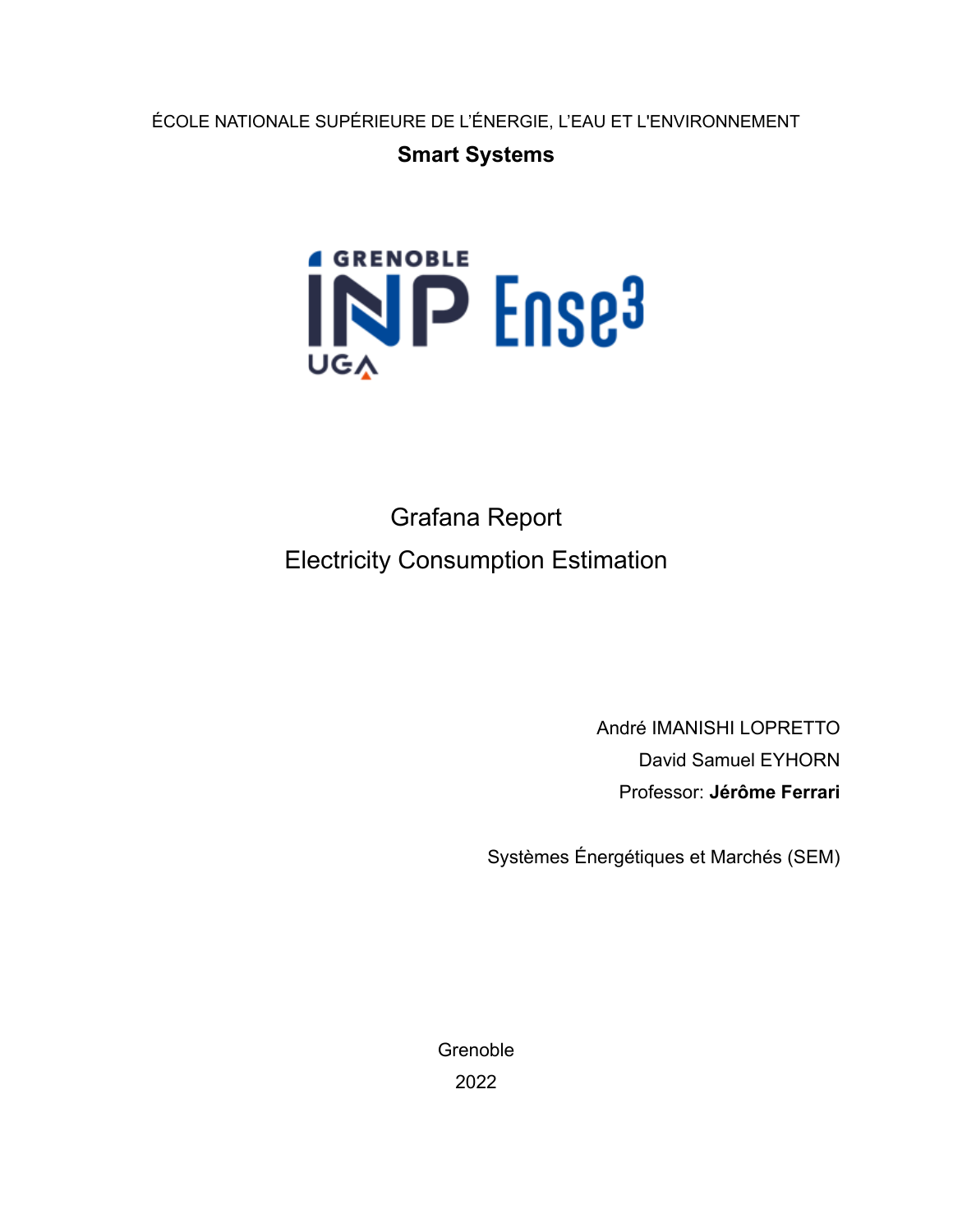ÉCOLE NATIONALE SUPÉRIEURE DE L'ÉNERGIE, L'EAU ET L'ENVIRONNEMENT

**Smart Systems**

# Grafana Report

# Electricity Consumption Estimation

André IMANISHI LOPRETTO

David Samuel EYHORN

Professor: **Jérôme Ferrari**

Systèmes Énergétiques et Marchés (SEM)

Grenoble

2022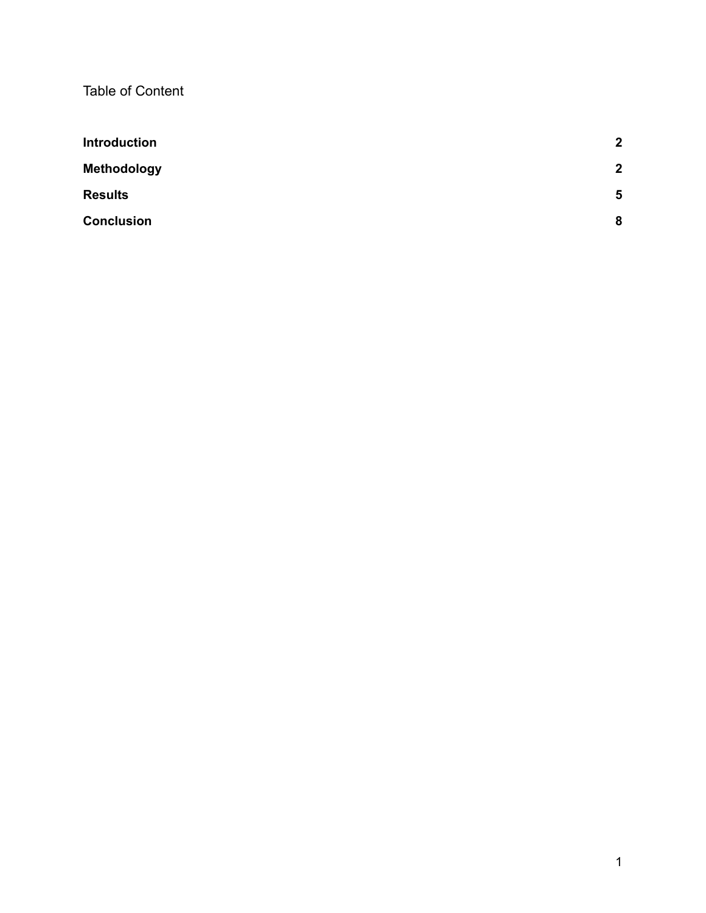Table of Content

| | |
|---|---|
| **Introduction** | **2** |
| **Methodology** | **2** |
| **Results** | **5** |
| **Conclusion** | **8** |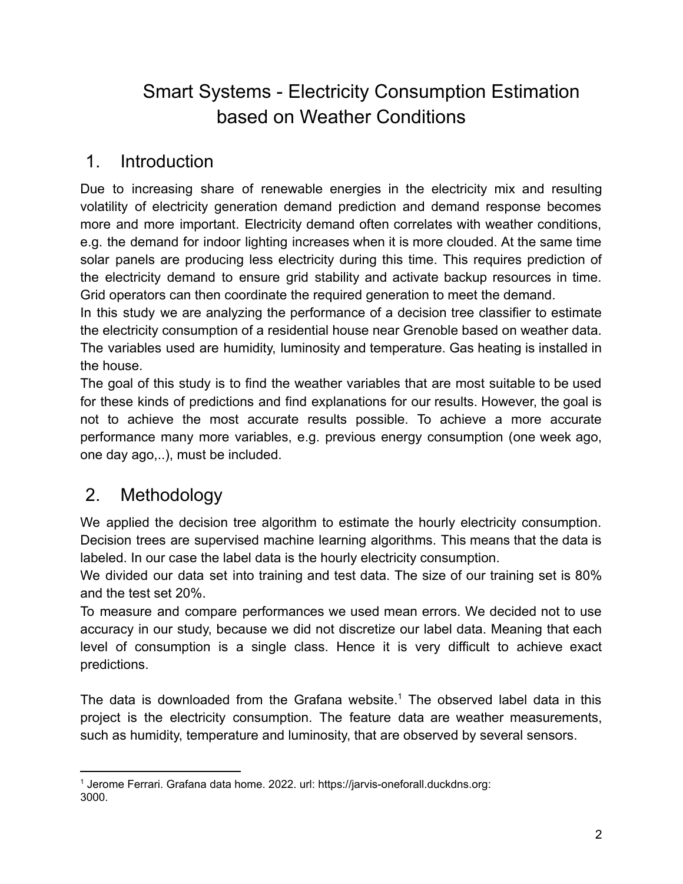# Smart Systems - Electricity Consumption Estimation based on Weather Conditions

## 1. Introduction

Due to increasing share of renewable energies in the electricity mix and resulting volatility of electricity generation demand prediction and demand response becomes more and more important. Electricity demand often correlates with weather conditions, e.g. the demand for indoor lighting increases when it is more clouded. At the same time solar panels are producing less electricity during this time. This requires prediction of the electricity demand to ensure grid stability and activate backup resources in time. Grid operators can then coordinate the required generation to meet the demand.

In this study we are analyzing the performance of a decision tree classifier to estimate the electricity consumption of a residential house near Grenoble based on weather data. The variables used are humidity, luminosity and temperature. Gas heating is installed in the house.

The goal of this study is to find the weather variables that are most suitable to be used for these kinds of predictions and find explanations for our results. However, the goal is not to achieve the most accurate results possible. To achieve a more accurate performance many more variables, e.g. previous energy consumption (one week ago, one day ago,..), must be included.

## 2. Methodology

We applied the decision tree algorithm to estimate the hourly electricity consumption. Decision trees are supervised machine learning algorithms. This means that the data is labeled. In our case the label data is the hourly electricity consumption.

We divided our data set into training and test data. The size of our training set is 80% and the test set 20%.

To measure and compare performances we used mean errors. We decided not to use accuracy in our study, because we did not discretize our label data. Meaning that each level of consumption is a single class. Hence it is very difficult to achieve exact predictions.

The data is downloaded from the Grafana website.[1] The observed label data in this project is the electricity consumption. The feature data are weather measurements, such as humidity, temperature and luminosity, that are observed by several sensors.

---

[1] Jerome Ferrari. Grafana data home. 2022. url: https://jarvis-oneforall.duckdns.org:3000.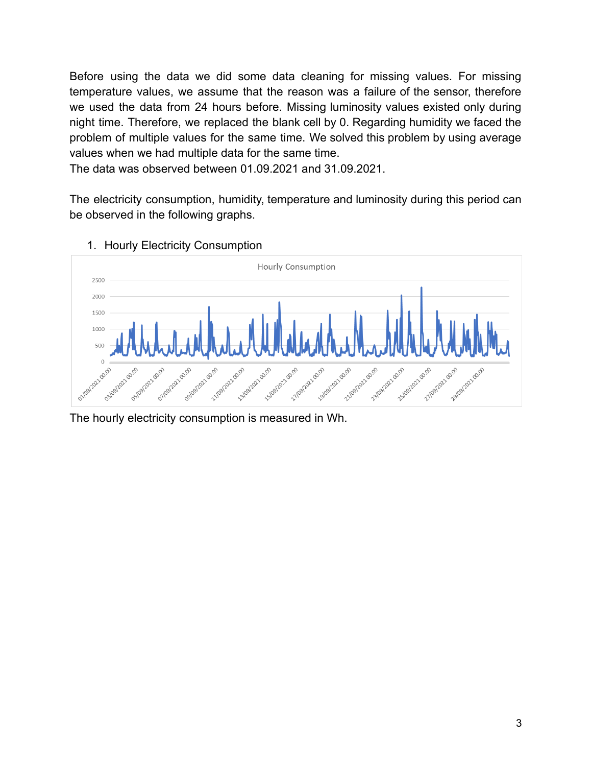Before using the data we did some data cleaning for missing values. For missing temperature values, we assume that the reason was a failure of the sensor, therefore we used the data from 24 hours before. Missing luminosity values existed only during night time. Therefore, we replaced the blank cell by 0. Regarding humidity we faced the problem of multiple values for the same time. We solved this problem by using average values when we had multiple data for the same time.
The data was observed between 01.09.2021 and 31.09.2021.

The electricity consumption, humidity, temperature and luminosity during this period can be observed in the following graphs.

1. Hourly Electricity Consumption

The hourly electricity consumption is measured in Wh.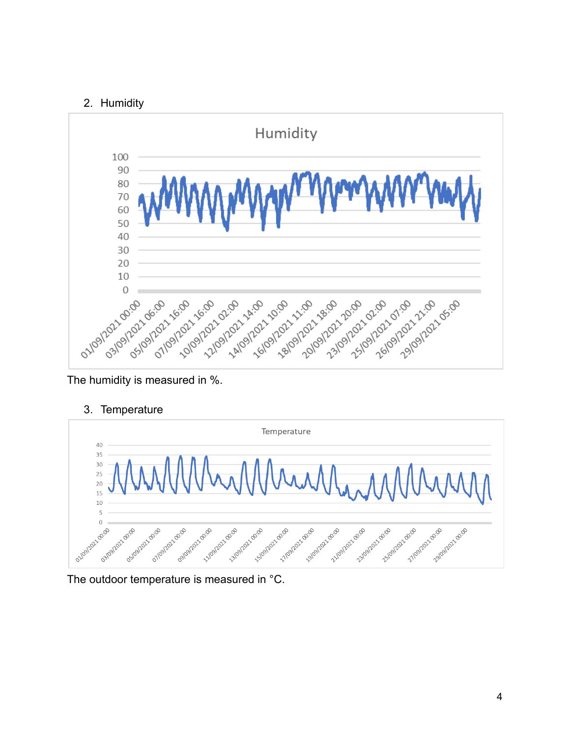2. Humidity

The humidity is measured in %.

3. Temperature

The outdoor temperature is measured in °C.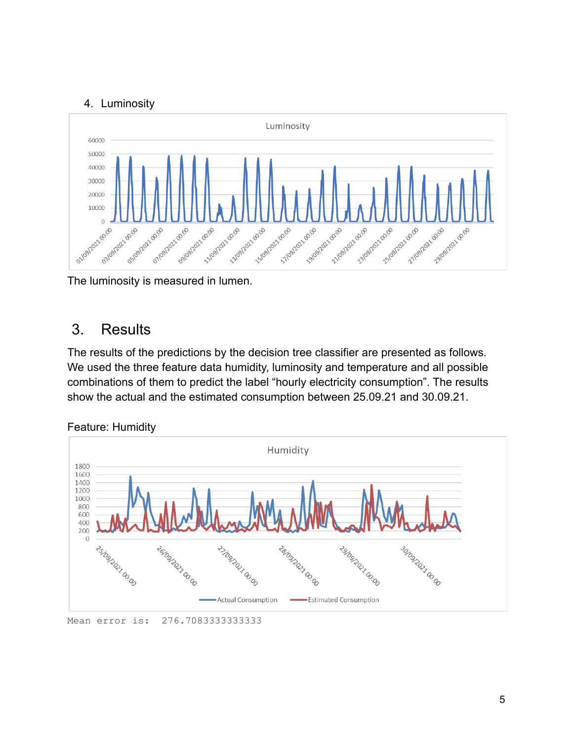4. Luminosity

The luminosity is measured in lumen.

## 3. Results

The results of the predictions by the decision tree classifier are presented as follows. We used the three feature data humidity, luminosity and temperature and all possible combinations of them to predict the label “hourly electricity consumption”. The results show the actual and the estimated consumption between 25.09.21 and 30.09.21.

Feature: Humidity

```
Mean error is:  276.7083333333333
```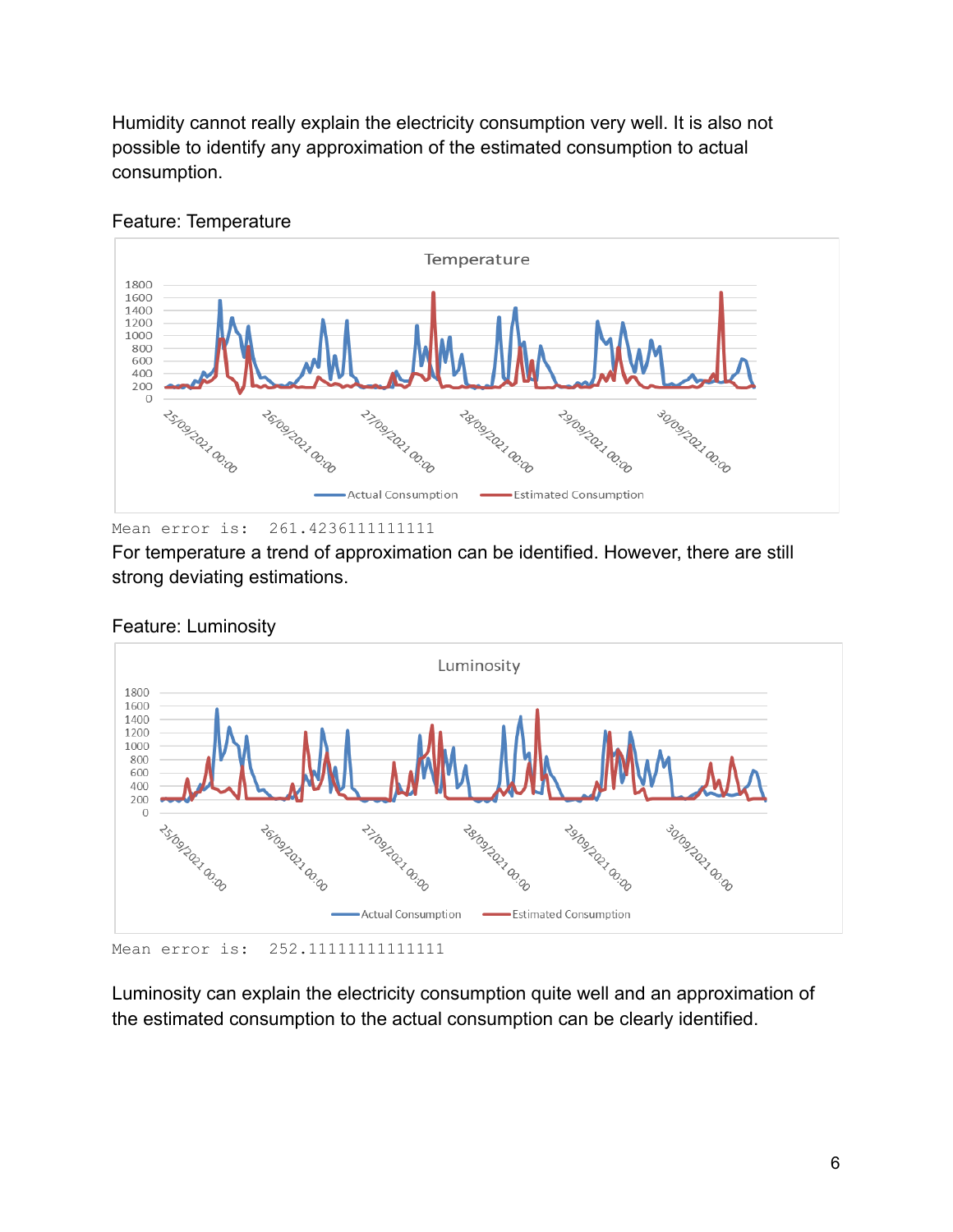Humidity cannot really explain the electricity consumption very well. It is also not possible to identify any approximation of the estimated consumption to actual consumption.

Feature: Temperature

```
Mean error is:  261.4236111111111
```

For temperature a trend of approximation can be identified. However, there are still strong deviating estimations.

Feature: Luminosity

```
Mean error is:  252.11111111111111
```

Luminosity can explain the electricity consumption quite well and an approximation of the estimated consumption to the actual consumption can be clearly identified.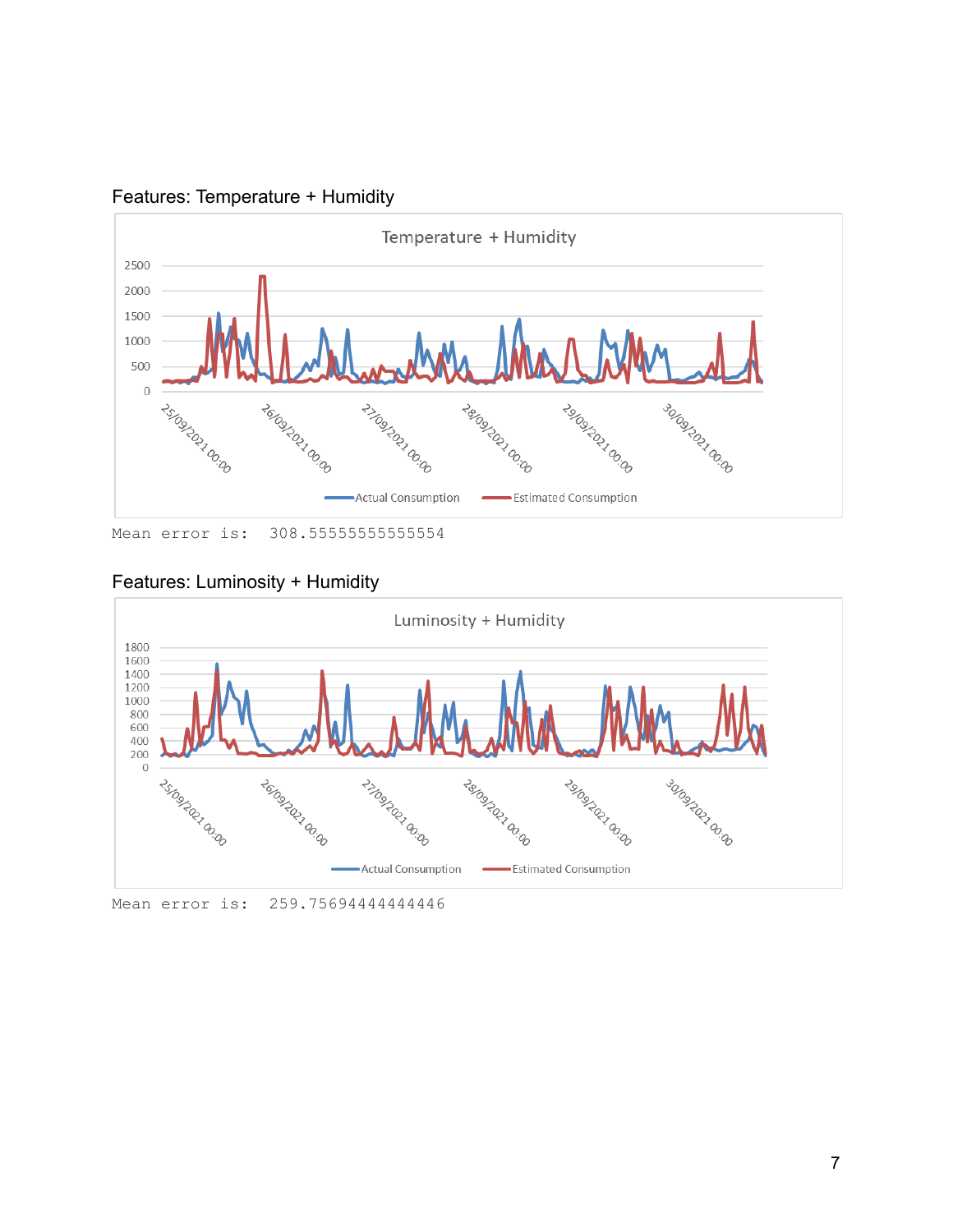Features: Temperature + Humidity

```
Mean error is:  308.55555555555554
```

Features: Luminosity + Humidity

```
Mean error is:  259.75694444444446
```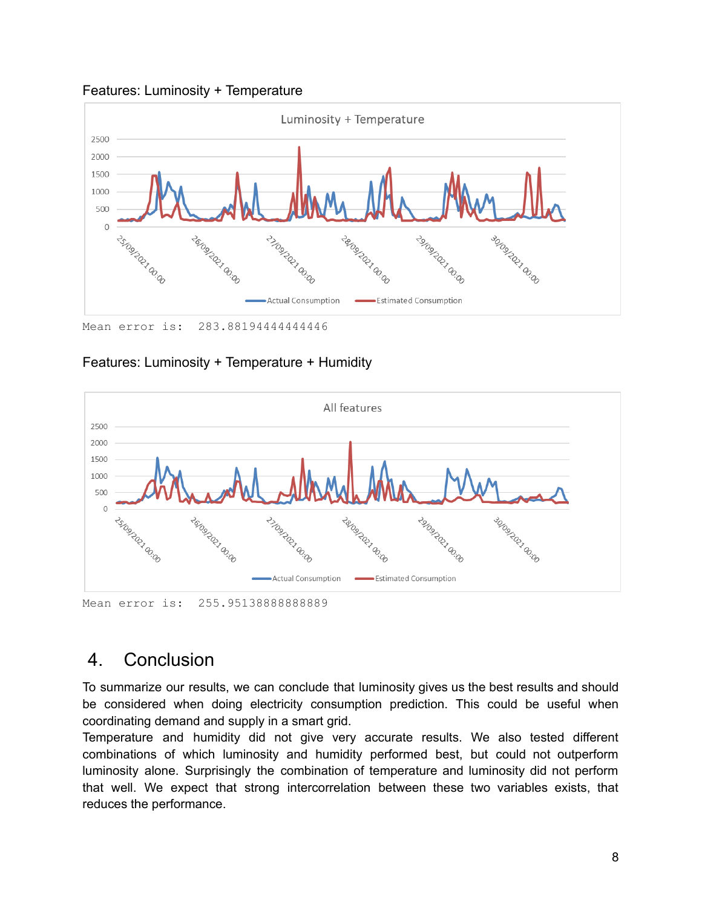Features: Luminosity + Temperature

```
Mean error is:  283.88194444444446
```

Features: Luminosity + Temperature + Humidity

```
Mean error is:  255.95138888888889
```

## 4. Conclusion

To summarize our results, we can conclude that luminosity gives us the best results and should be considered when doing electricity consumption prediction. This could be useful when coordinating demand and supply in a smart grid.

Temperature and humidity did not give very accurate results. We also tested different combinations of which luminosity and humidity performed best, but could not outperform luminosity alone. Surprisingly the combination of temperature and luminosity did not perform that well. We expect that strong intercorrelation between these two variables exists, that reduces the performance.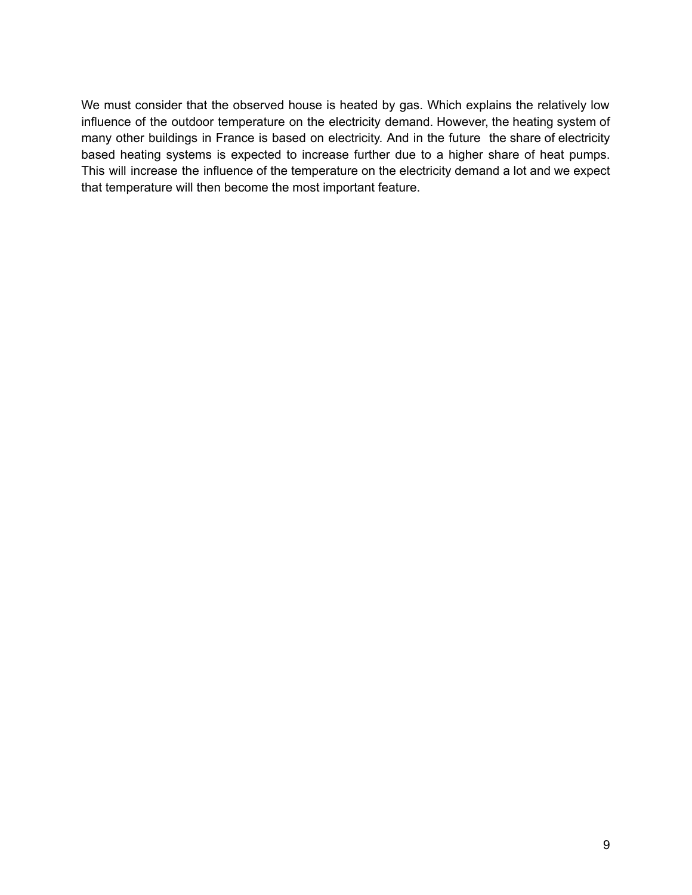We must consider that the observed house is heated by gas. Which explains the relatively low influence of the outdoor temperature on the electricity demand. However, the heating system of many other buildings in France is based on electricity. And in the future the share of electricity based heating systems is expected to increase further due to a higher share of heat pumps. This will increase the influence of the temperature on the electricity demand a lot and we expect that temperature will then become the most important feature.